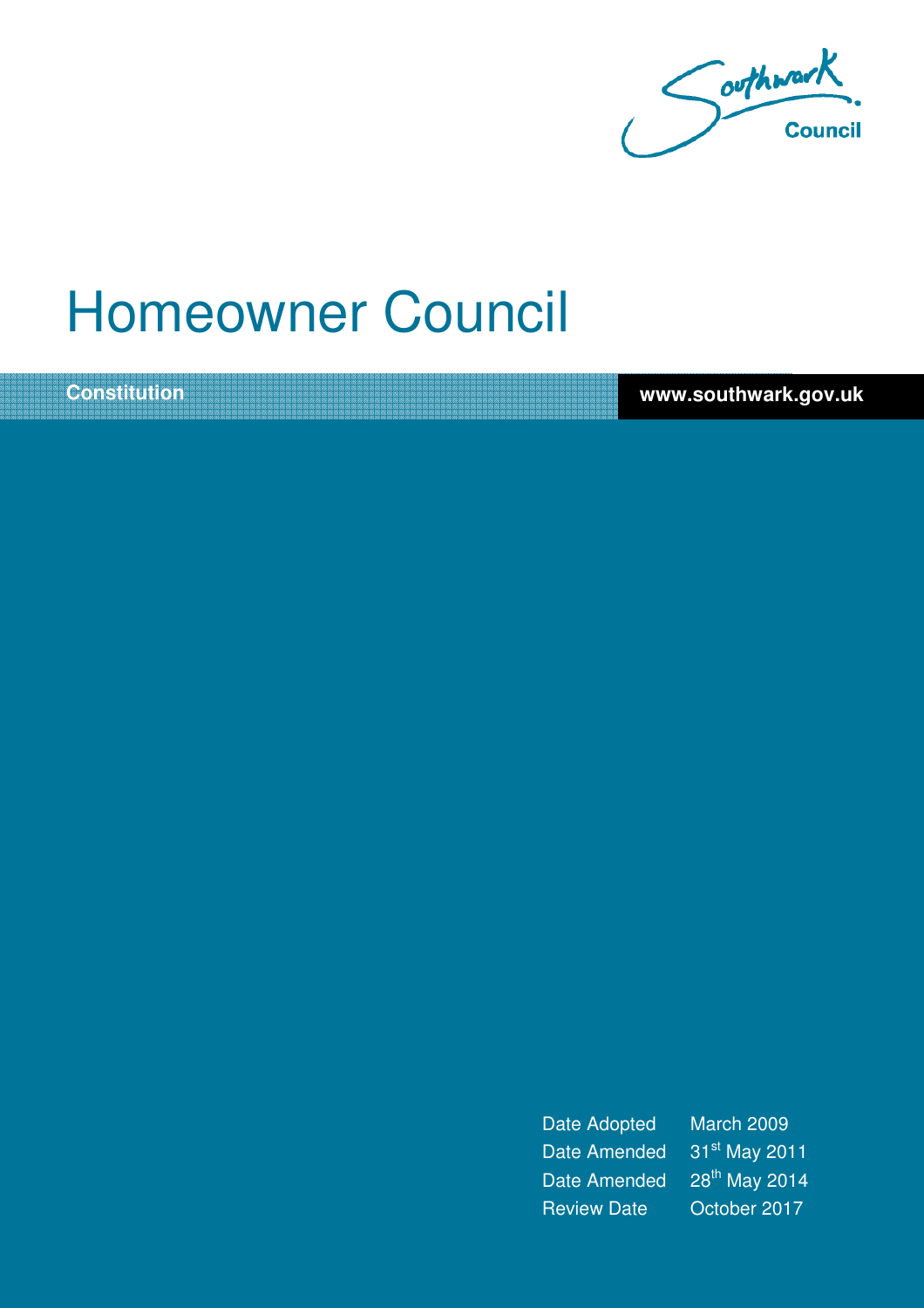Southwark Council

# Homeowner Council

**Constitution**

**www.southwark.gov.uk**

| | |
|---|---|
| Date Adopted | March 2009 |
| Date Amended | 31st May 2011 |
| Date Amended | 28th May 2014 |
| Review Date | October 2017 |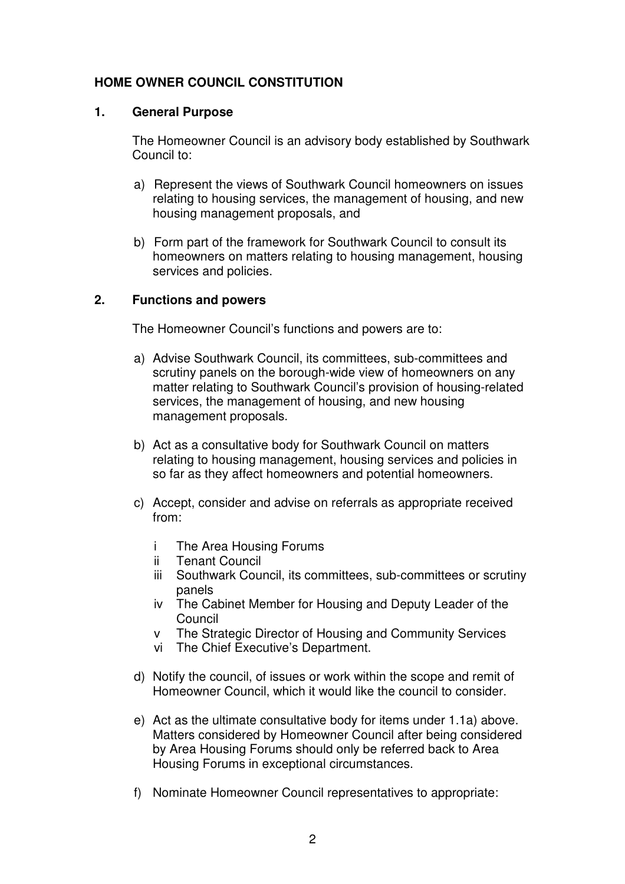**HOME OWNER COUNCIL CONSTITUTION**

**1. General Purpose**

The Homeowner Council is an advisory body established by Southwark Council to:

a) Represent the views of Southwark Council homeowners on issues relating to housing services, the management of housing, and new housing management proposals, and

b) Form part of the framework for Southwark Council to consult its homeowners on matters relating to housing management, housing services and policies.

**2. Functions and powers**

The Homeowner Council's functions and powers are to:

a) Advise Southwark Council, its committees, sub-committees and scrutiny panels on the borough-wide view of homeowners on any matter relating to Southwark Council's provision of housing-related services, the management of housing, and new housing management proposals.

b) Act as a consultative body for Southwark Council on matters relating to housing management, housing services and policies in so far as they affect homeowners and potential homeowners.

c) Accept, consider and advise on referrals as appropriate received from:

   i The Area Housing Forums
   ii Tenant Council
   iii Southwark Council, its committees, sub-committees or scrutiny panels
   iv The Cabinet Member for Housing and Deputy Leader of the Council
   v The Strategic Director of Housing and Community Services
   vi The Chief Executive's Department.

d) Notify the council, of issues or work within the scope and remit of Homeowner Council, which it would like the council to consider.

e) Act as the ultimate consultative body for items under 1.1a) above. Matters considered by Homeowner Council after being considered by Area Housing Forums should only be referred back to Area Housing Forums in exceptional circumstances.

f) Nominate Homeowner Council representatives to appropriate: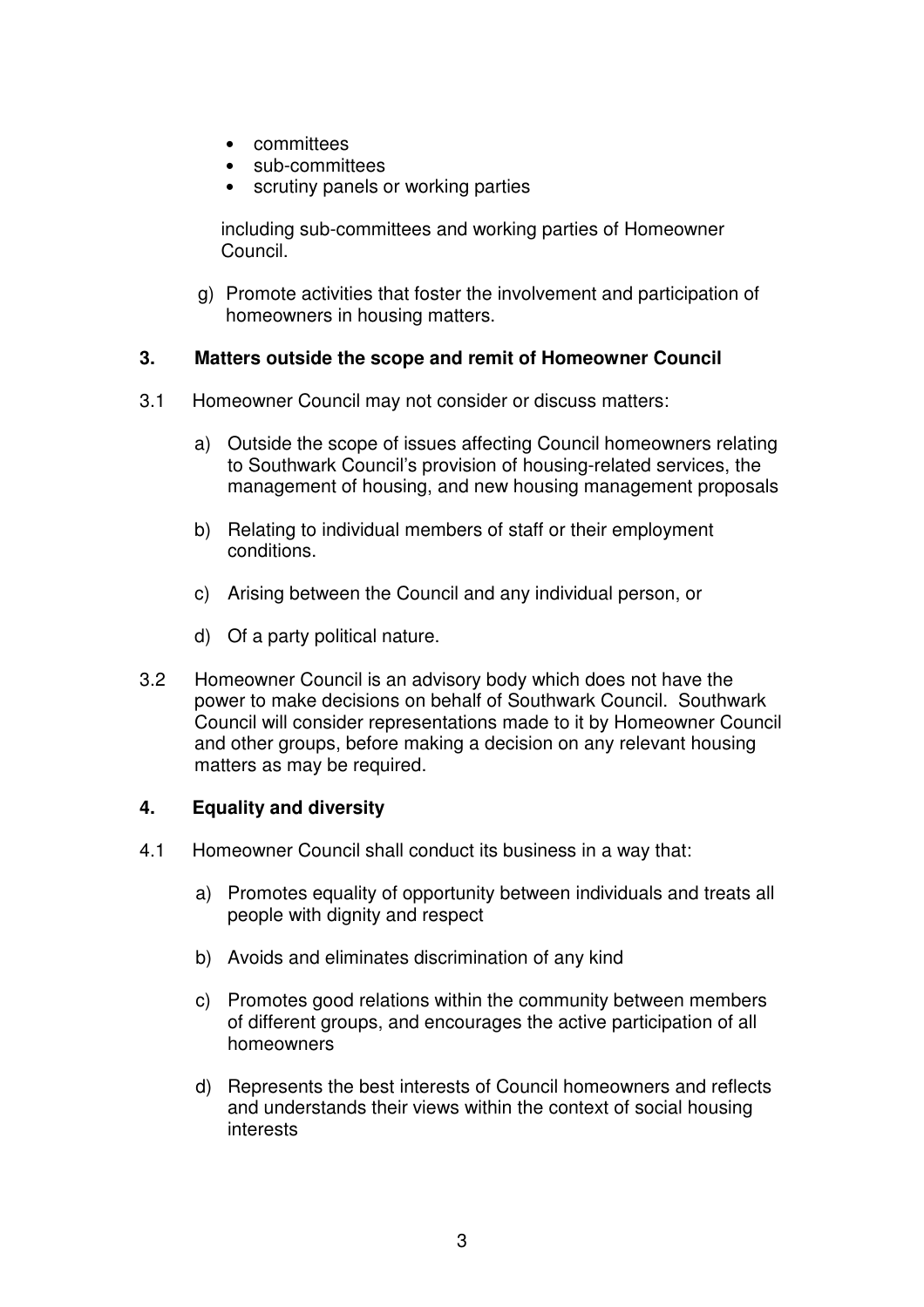- committees
- sub-committees
- scrutiny panels or working parties

including sub-committees and working parties of Homeowner Council.

g) Promote activities that foster the involvement and participation of homeowners in housing matters.

## 3. Matters outside the scope and remit of Homeowner Council

3.1 Homeowner Council may not consider or discuss matters:

a) Outside the scope of issues affecting Council homeowners relating to Southwark Council's provision of housing-related services, the management of housing, and new housing management proposals

b) Relating to individual members of staff or their employment conditions.

c) Arising between the Council and any individual person, or

d) Of a party political nature.

3.2 Homeowner Council is an advisory body which does not have the power to make decisions on behalf of Southwark Council. Southwark Council will consider representations made to it by Homeowner Council and other groups, before making a decision on any relevant housing matters as may be required.

## 4. Equality and diversity

4.1 Homeowner Council shall conduct its business in a way that:

a) Promotes equality of opportunity between individuals and treats all people with dignity and respect

b) Avoids and eliminates discrimination of any kind

c) Promotes good relations within the community between members of different groups, and encourages the active participation of all homeowners

d) Represents the best interests of Council homeowners and reflects and understands their views within the context of social housing interests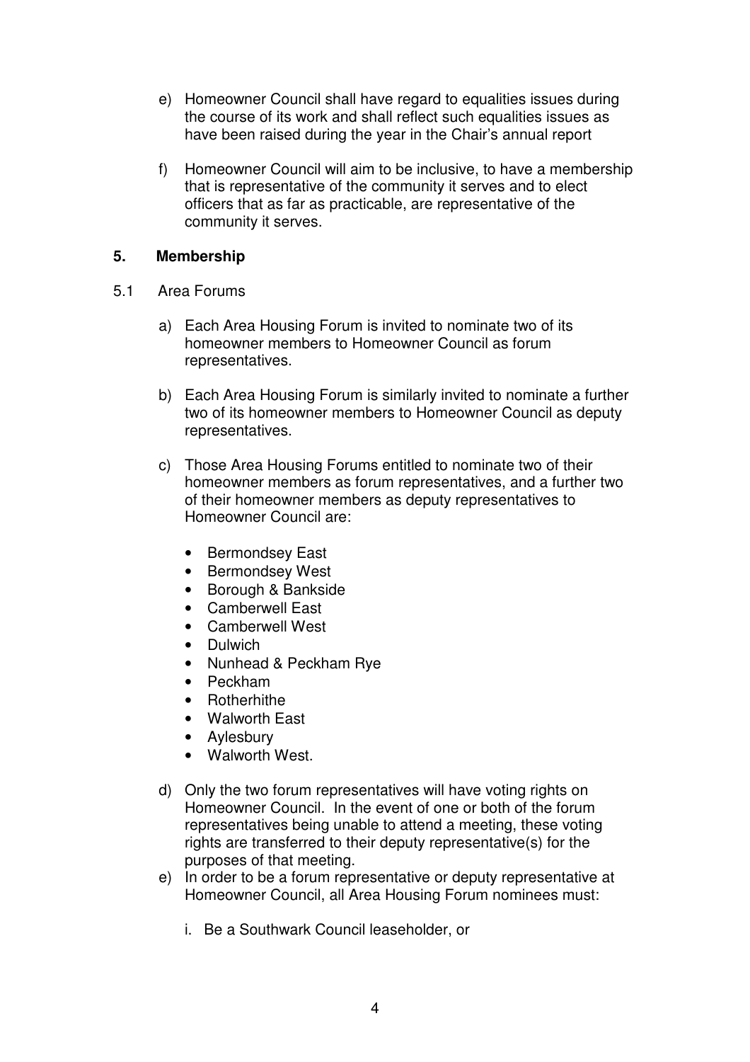e) Homeowner Council shall have regard to equalities issues during the course of its work and shall reflect such equalities issues as have been raised during the year in the Chair's annual report

f) Homeowner Council will aim to be inclusive, to have a membership that is representative of the community it serves and to elect officers that as far as practicable, are representative of the community it serves.

## 5. Membership

5.1 Area Forums

a) Each Area Housing Forum is invited to nominate two of its homeowner members to Homeowner Council as forum representatives.

b) Each Area Housing Forum is similarly invited to nominate a further two of its homeowner members to Homeowner Council as deputy representatives.

c) Those Area Housing Forums entitled to nominate two of their homeowner members as forum representatives, and a further two of their homeowner members as deputy representatives to Homeowner Council are:

- Bermondsey East
- Bermondsey West
- Borough & Bankside
- Camberwell East
- Camberwell West
- Dulwich
- Nunhead & Peckham Rye
- Peckham
- Rotherhithe
- Walworth East
- Aylesbury
- Walworth West.

d) Only the two forum representatives will have voting rights on Homeowner Council. In the event of one or both of the forum representatives being unable to attend a meeting, these voting rights are transferred to their deputy representative(s) for the purposes of that meeting.

e) In order to be a forum representative or deputy representative at Homeowner Council, all Area Housing Forum nominees must:

i. Be a Southwark Council leaseholder, or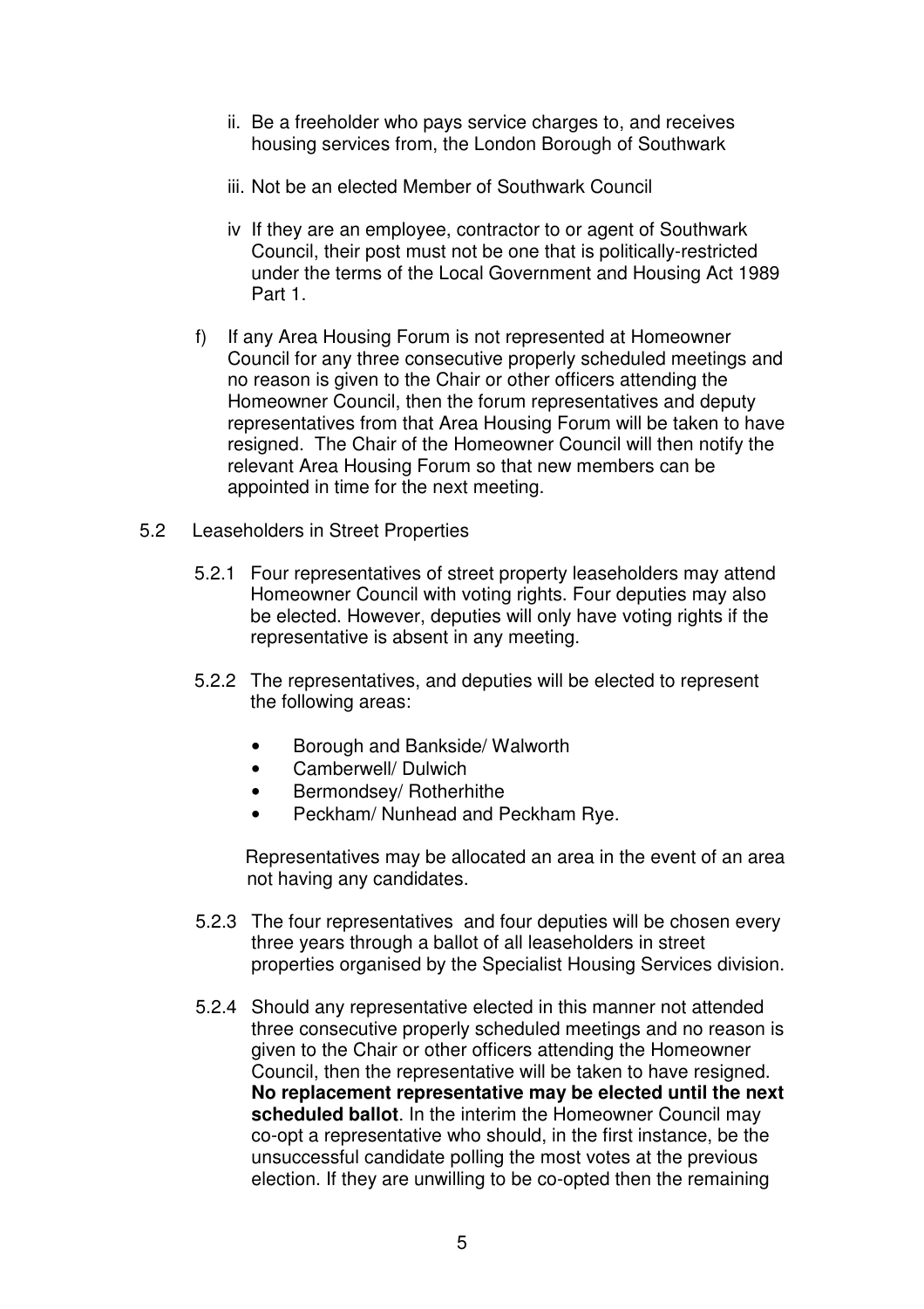ii. Be a freeholder who pays service charges to, and receives housing services from, the London Borough of Southwark

iii. Not be an elected Member of Southwark Council

iv If they are an employee, contractor to or agent of Southwark Council, their post must not be one that is politically-restricted under the terms of the Local Government and Housing Act 1989 Part 1.

f) If any Area Housing Forum is not represented at Homeowner Council for any three consecutive properly scheduled meetings and no reason is given to the Chair or other officers attending the Homeowner Council, then the forum representatives and deputy representatives from that Area Housing Forum will be taken to have resigned. The Chair of the Homeowner Council will then notify the relevant Area Housing Forum so that new members can be appointed in time for the next meeting.

5.2 Leaseholders in Street Properties

5.2.1 Four representatives of street property leaseholders may attend Homeowner Council with voting rights. Four deputies may also be elected. However, deputies will only have voting rights if the representative is absent in any meeting.

5.2.2 The representatives, and deputies will be elected to represent the following areas:

- Borough and Bankside/ Walworth
- Camberwell/ Dulwich
- Bermondsey/ Rotherhithe
- Peckham/ Nunhead and Peckham Rye.

Representatives may be allocated an area in the event of an area not having any candidates.

5.2.3 The four representatives and four deputies will be chosen every three years through a ballot of all leaseholders in street properties organised by the Specialist Housing Services division.

5.2.4 Should any representative elected in this manner not attended three consecutive properly scheduled meetings and no reason is given to the Chair or other officers attending the Homeowner Council, then the representative will be taken to have resigned. **No replacement representative may be elected until the next scheduled ballot**. In the interim the Homeowner Council may co-opt a representative who should, in the first instance, be the unsuccessful candidate polling the most votes at the previous election. If they are unwilling to be co-opted then the remaining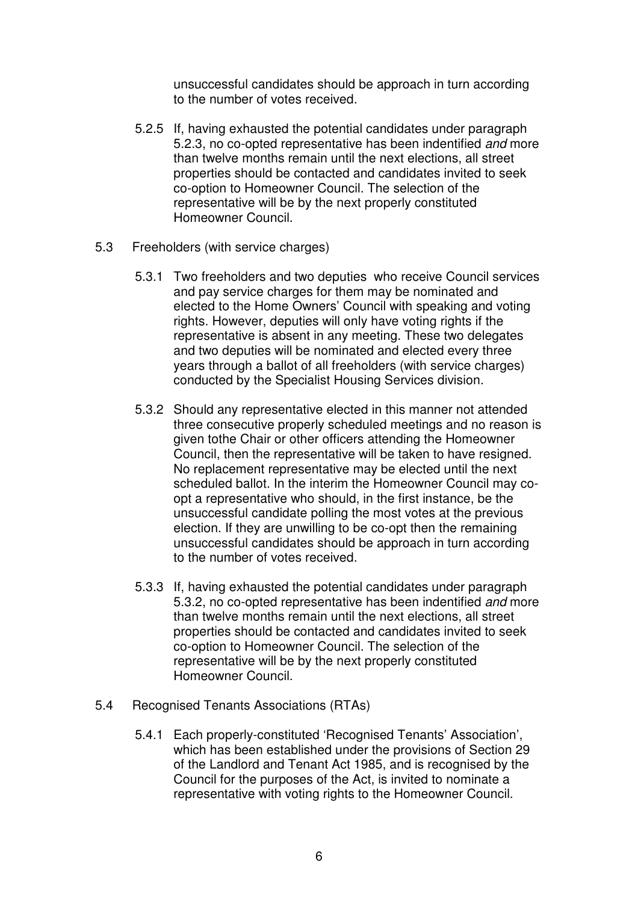unsuccessful candidates should be approach in turn according to the number of votes received.

5.2.5 If, having exhausted the potential candidates under paragraph 5.2.3, no co-opted representative has been indentified *and* more than twelve months remain until the next elections, all street properties should be contacted and candidates invited to seek co-option to Homeowner Council. The selection of the representative will be by the next properly constituted Homeowner Council.

5.3 Freeholders (with service charges)

5.3.1 Two freeholders and two deputies who receive Council services and pay service charges for them may be nominated and elected to the Home Owners' Council with speaking and voting rights. However, deputies will only have voting rights if the representative is absent in any meeting. These two delegates and two deputies will be nominated and elected every three years through a ballot of all freeholders (with service charges) conducted by the Specialist Housing Services division.

5.3.2 Should any representative elected in this manner not attended three consecutive properly scheduled meetings and no reason is given tothe Chair or other officers attending the Homeowner Council, then the representative will be taken to have resigned. No replacement representative may be elected until the next scheduled ballot. In the interim the Homeowner Council may co-opt a representative who should, in the first instance, be the unsuccessful candidate polling the most votes at the previous election. If they are unwilling to be co-opt then the remaining unsuccessful candidates should be approach in turn according to the number of votes received.

5.3.3 If, having exhausted the potential candidates under paragraph 5.3.2, no co-opted representative has been indentified *and* more than twelve months remain until the next elections, all street properties should be contacted and candidates invited to seek co-option to Homeowner Council. The selection of the representative will be by the next properly constituted Homeowner Council.

5.4 Recognised Tenants Associations (RTAs)

5.4.1 Each properly-constituted 'Recognised Tenants' Association', which has been established under the provisions of Section 29 of the Landlord and Tenant Act 1985, and is recognised by the Council for the purposes of the Act, is invited to nominate a representative with voting rights to the Homeowner Council.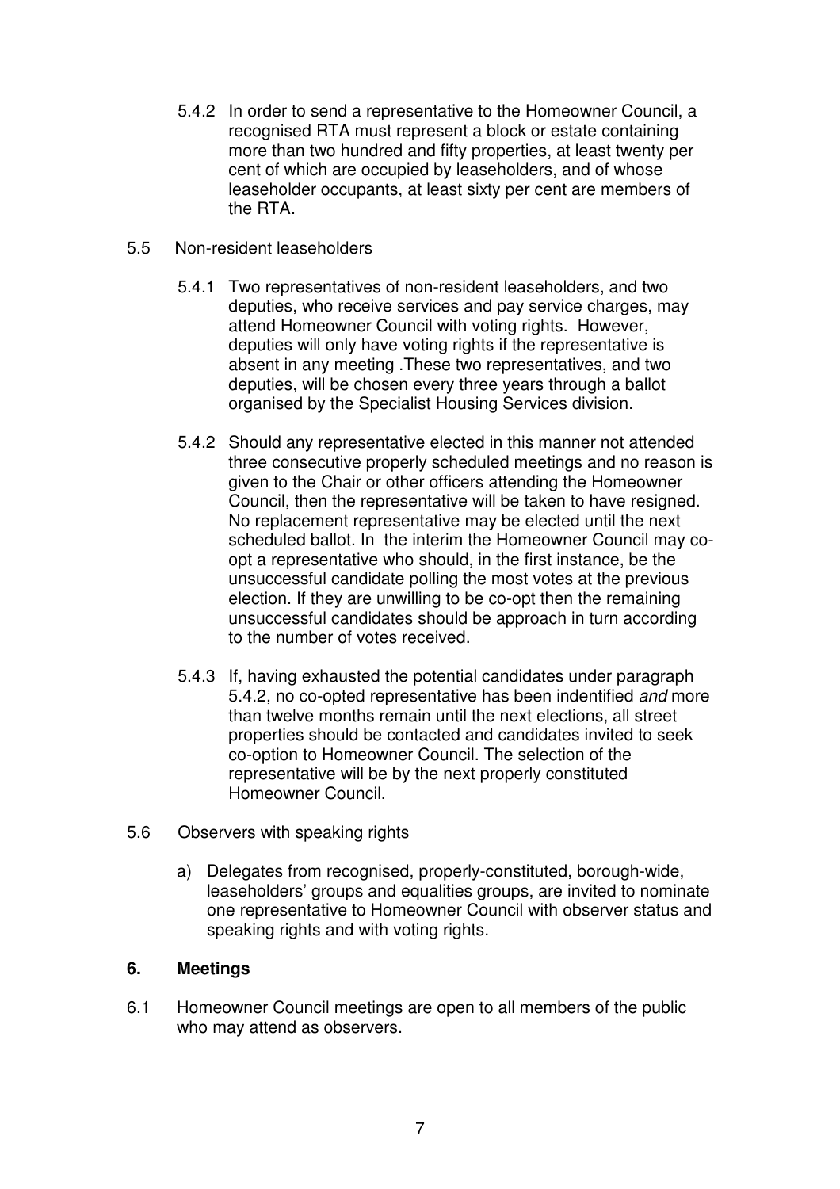5.4.2 In order to send a representative to the Homeowner Council, a recognised RTA must represent a block or estate containing more than two hundred and fifty properties, at least twenty per cent of which are occupied by leaseholders, and of whose leaseholder occupants, at least sixty per cent are members of the RTA.

5.5 Non-resident leaseholders

5.4.1 Two representatives of non-resident leaseholders, and two deputies, who receive services and pay service charges, may attend Homeowner Council with voting rights. However, deputies will only have voting rights if the representative is absent in any meeting .These two representatives, and two deputies, will be chosen every three years through a ballot organised by the Specialist Housing Services division.

5.4.2 Should any representative elected in this manner not attended three consecutive properly scheduled meetings and no reason is given to the Chair or other officers attending the Homeowner Council, then the representative will be taken to have resigned. No replacement representative may be elected until the next scheduled ballot. In the interim the Homeowner Council may co-opt a representative who should, in the first instance, be the unsuccessful candidate polling the most votes at the previous election. If they are unwilling to be co-opt then the remaining unsuccessful candidates should be approach in turn according to the number of votes received.

5.4.3 If, having exhausted the potential candidates under paragraph 5.4.2, no co-opted representative has been indentified *and* more than twelve months remain until the next elections, all street properties should be contacted and candidates invited to seek co-option to Homeowner Council. The selection of the representative will be by the next properly constituted Homeowner Council.

5.6 Observers with speaking rights

a) Delegates from recognised, properly-constituted, borough-wide, leaseholders' groups and equalities groups, are invited to nominate one representative to Homeowner Council with observer status and speaking rights and with voting rights.

## 6. Meetings

6.1 Homeowner Council meetings are open to all members of the public who may attend as observers.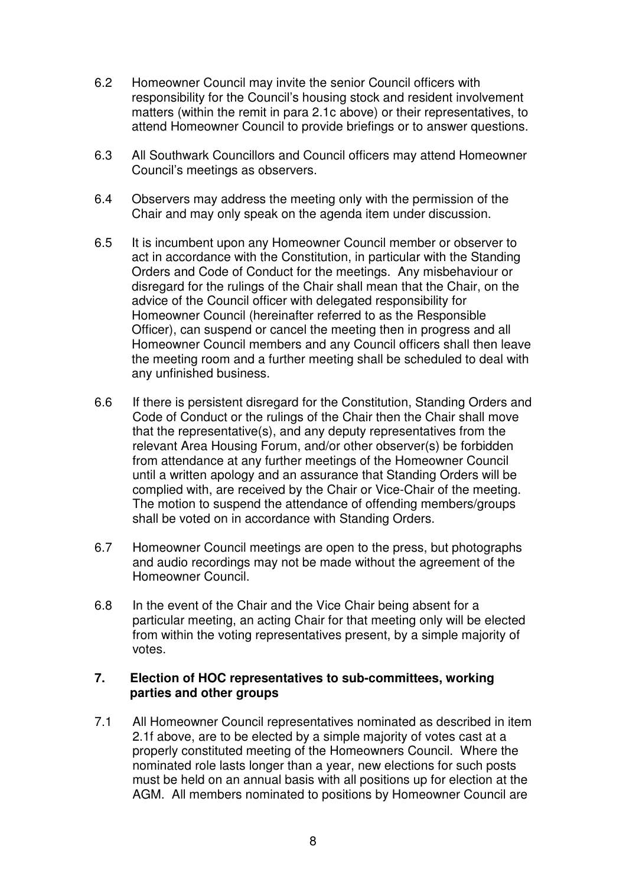6.2 Homeowner Council may invite the senior Council officers with responsibility for the Council's housing stock and resident involvement matters (within the remit in para 2.1c above) or their representatives, to attend Homeowner Council to provide briefings or to answer questions.

6.3 All Southwark Councillors and Council officers may attend Homeowner Council's meetings as observers.

6.4 Observers may address the meeting only with the permission of the Chair and may only speak on the agenda item under discussion.

6.5 It is incumbent upon any Homeowner Council member or observer to act in accordance with the Constitution, in particular with the Standing Orders and Code of Conduct for the meetings. Any misbehaviour or disregard for the rulings of the Chair shall mean that the Chair, on the advice of the Council officer with delegated responsibility for Homeowner Council (hereinafter referred to as the Responsible Officer), can suspend or cancel the meeting then in progress and all Homeowner Council members and any Council officers shall then leave the meeting room and a further meeting shall be scheduled to deal with any unfinished business.

6.6 If there is persistent disregard for the Constitution, Standing Orders and Code of Conduct or the rulings of the Chair then the Chair shall move that the representative(s), and any deputy representatives from the relevant Area Housing Forum, and/or other observer(s) be forbidden from attendance at any further meetings of the Homeowner Council until a written apology and an assurance that Standing Orders will be complied with, are received by the Chair or Vice-Chair of the meeting. The motion to suspend the attendance of offending members/groups shall be voted on in accordance with Standing Orders.

6.7 Homeowner Council meetings are open to the press, but photographs and audio recordings may not be made without the agreement of the Homeowner Council.

6.8 In the event of the Chair and the Vice Chair being absent for a particular meeting, an acting Chair for that meeting only will be elected from within the voting representatives present, by a simple majority of votes.

## 7. Election of HOC representatives to sub-committees, working parties and other groups

7.1 All Homeowner Council representatives nominated as described in item 2.1f above, are to be elected by a simple majority of votes cast at a properly constituted meeting of the Homeowners Council. Where the nominated role lasts longer than a year, new elections for such posts must be held on an annual basis with all positions up for election at the AGM. All members nominated to positions by Homeowner Council are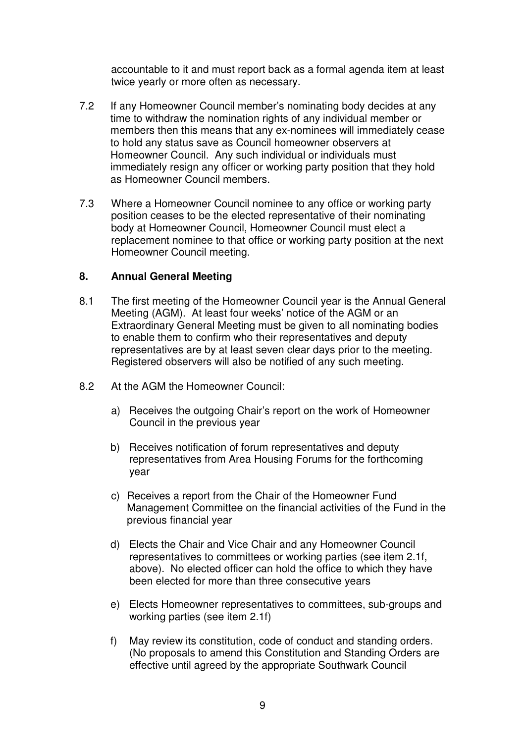accountable to it and must report back as a formal agenda item at least twice yearly or more often as necessary.

7.2 If any Homeowner Council member's nominating body decides at any time to withdraw the nomination rights of any individual member or members then this means that any ex-nominees will immediately cease to hold any status save as Council homeowner observers at Homeowner Council. Any such individual or individuals must immediately resign any officer or working party position that they hold as Homeowner Council members.

7.3 Where a Homeowner Council nominee to any office or working party position ceases to be the elected representative of their nominating body at Homeowner Council, Homeowner Council must elect a replacement nominee to that office or working party position at the next Homeowner Council meeting.

## 8. Annual General Meeting

8.1 The first meeting of the Homeowner Council year is the Annual General Meeting (AGM). At least four weeks' notice of the AGM or an Extraordinary General Meeting must be given to all nominating bodies to enable them to confirm who their representatives and deputy representatives are by at least seven clear days prior to the meeting. Registered observers will also be notified of any such meeting.

8.2 At the AGM the Homeowner Council:

a) Receives the outgoing Chair's report on the work of Homeowner Council in the previous year

b) Receives notification of forum representatives and deputy representatives from Area Housing Forums for the forthcoming year

c) Receives a report from the Chair of the Homeowner Fund Management Committee on the financial activities of the Fund in the previous financial year

d) Elects the Chair and Vice Chair and any Homeowner Council representatives to committees or working parties (see item 2.1f, above). No elected officer can hold the office to which they have been elected for more than three consecutive years

e) Elects Homeowner representatives to committees, sub-groups and working parties (see item 2.1f)

f) May review its constitution, code of conduct and standing orders. (No proposals to amend this Constitution and Standing Orders are effective until agreed by the appropriate Southwark Council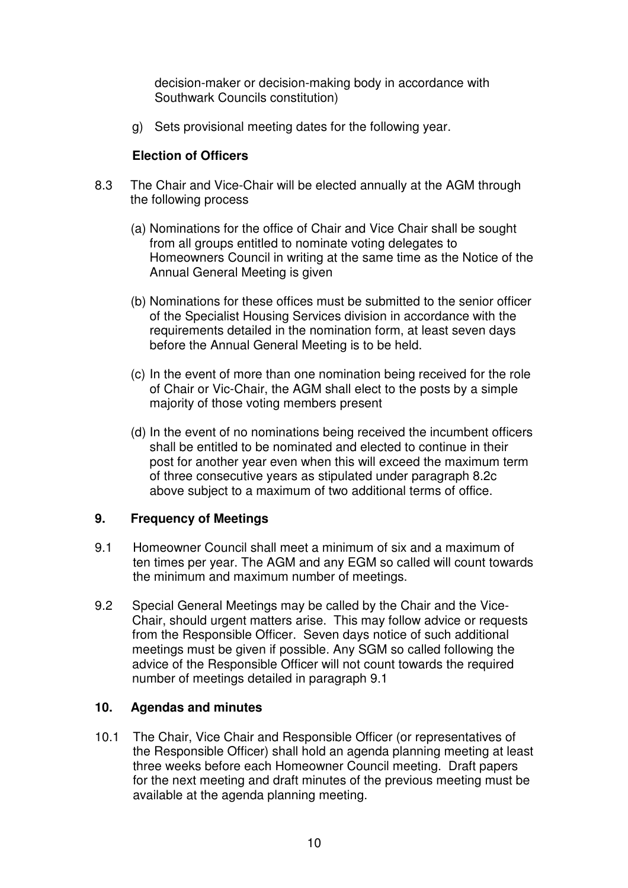decision-maker or decision-making body in accordance with Southwark Councils constitution)

g) Sets provisional meeting dates for the following year.

**Election of Officers**

8.3 The Chair and Vice-Chair will be elected annually at the AGM through the following process

(a) Nominations for the office of Chair and Vice Chair shall be sought from all groups entitled to nominate voting delegates to Homeowners Council in writing at the same time as the Notice of the Annual General Meeting is given

(b) Nominations for these offices must be submitted to the senior officer of the Specialist Housing Services division in accordance with the requirements detailed in the nomination form, at least seven days before the Annual General Meeting is to be held.

(c) In the event of more than one nomination being received for the role of Chair or Vic-Chair, the AGM shall elect to the posts by a simple majority of those voting members present

(d) In the event of no nominations being received the incumbent officers shall be entitled to be nominated and elected to continue in their post for another year even when this will exceed the maximum term of three consecutive years as stipulated under paragraph 8.2c above subject to a maximum of two additional terms of office.

## 9. Frequency of Meetings

9.1 Homeowner Council shall meet a minimum of six and a maximum of ten times per year. The AGM and any EGM so called will count towards the minimum and maximum number of meetings.

9.2 Special General Meetings may be called by the Chair and the Vice-Chair, should urgent matters arise. This may follow advice or requests from the Responsible Officer. Seven days notice of such additional meetings must be given if possible. Any SGM so called following the advice of the Responsible Officer will not count towards the required number of meetings detailed in paragraph 9.1

## 10. Agendas and minutes

10.1 The Chair, Vice Chair and Responsible Officer (or representatives of the Responsible Officer) shall hold an agenda planning meeting at least three weeks before each Homeowner Council meeting. Draft papers for the next meeting and draft minutes of the previous meeting must be available at the agenda planning meeting.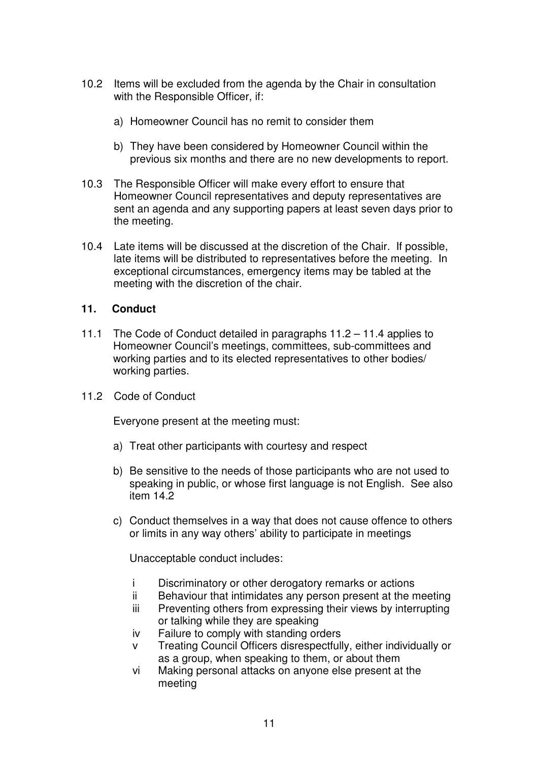10.2 Items will be excluded from the agenda by the Chair in consultation with the Responsible Officer, if:

a) Homeowner Council has no remit to consider them

b) They have been considered by Homeowner Council within the previous six months and there are no new developments to report.

10.3 The Responsible Officer will make every effort to ensure that Homeowner Council representatives and deputy representatives are sent an agenda and any supporting papers at least seven days prior to the meeting.

10.4 Late items will be discussed at the discretion of the Chair. If possible, late items will be distributed to representatives before the meeting. In exceptional circumstances, emergency items may be tabled at the meeting with the discretion of the chair.

## 11. Conduct

11.1 The Code of Conduct detailed in paragraphs 11.2 – 11.4 applies to Homeowner Council's meetings, committees, sub-committees and working parties and to its elected representatives to other bodies/ working parties.

11.2 Code of Conduct

Everyone present at the meeting must:

a) Treat other participants with courtesy and respect

b) Be sensitive to the needs of those participants who are not used to speaking in public, or whose first language is not English. See also item 14.2

c) Conduct themselves in a way that does not cause offence to others or limits in any way others' ability to participate in meetings

Unacceptable conduct includes:

i Discriminatory or other derogatory remarks or actions
ii Behaviour that intimidates any person present at the meeting
iii Preventing others from expressing their views by interrupting or talking while they are speaking
iv Failure to comply with standing orders
v Treating Council Officers disrespectfully, either individually or as a group, when speaking to them, or about them
vi Making personal attacks on anyone else present at the meeting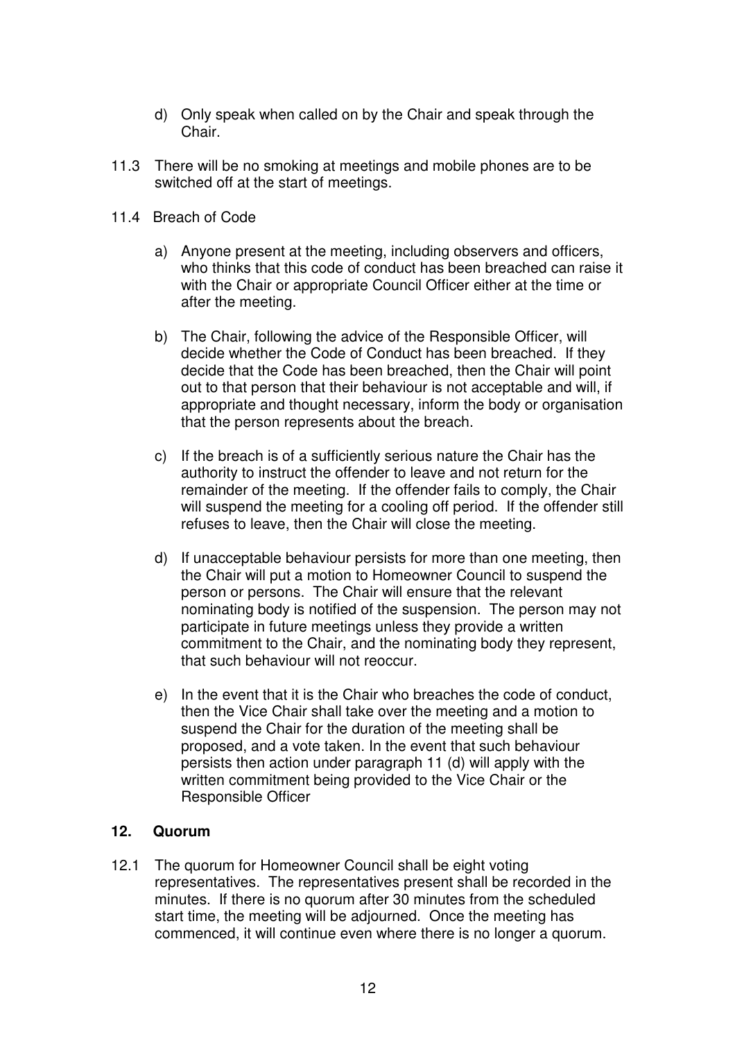d) Only speak when called on by the Chair and speak through the Chair.

11.3 There will be no smoking at meetings and mobile phones are to be switched off at the start of meetings.

11.4 Breach of Code

a) Anyone present at the meeting, including observers and officers, who thinks that this code of conduct has been breached can raise it with the Chair or appropriate Council Officer either at the time or after the meeting.

b) The Chair, following the advice of the Responsible Officer, will decide whether the Code of Conduct has been breached. If they decide that the Code has been breached, then the Chair will point out to that person that their behaviour is not acceptable and will, if appropriate and thought necessary, inform the body or organisation that the person represents about the breach.

c) If the breach is of a sufficiently serious nature the Chair has the authority to instruct the offender to leave and not return for the remainder of the meeting. If the offender fails to comply, the Chair will suspend the meeting for a cooling off period. If the offender still refuses to leave, then the Chair will close the meeting.

d) If unacceptable behaviour persists for more than one meeting, then the Chair will put a motion to Homeowner Council to suspend the person or persons. The Chair will ensure that the relevant nominating body is notified of the suspension. The person may not participate in future meetings unless they provide a written commitment to the Chair, and the nominating body they represent, that such behaviour will not reoccur.

e) In the event that it is the Chair who breaches the code of conduct, then the Vice Chair shall take over the meeting and a motion to suspend the Chair for the duration of the meeting shall be proposed, and a vote taken. In the event that such behaviour persists then action under paragraph 11 (d) will apply with the written commitment being provided to the Vice Chair or the Responsible Officer

## 12. Quorum

12.1 The quorum for Homeowner Council shall be eight voting representatives. The representatives present shall be recorded in the minutes. If there is no quorum after 30 minutes from the scheduled start time, the meeting will be adjourned. Once the meeting has commenced, it will continue even where there is no longer a quorum.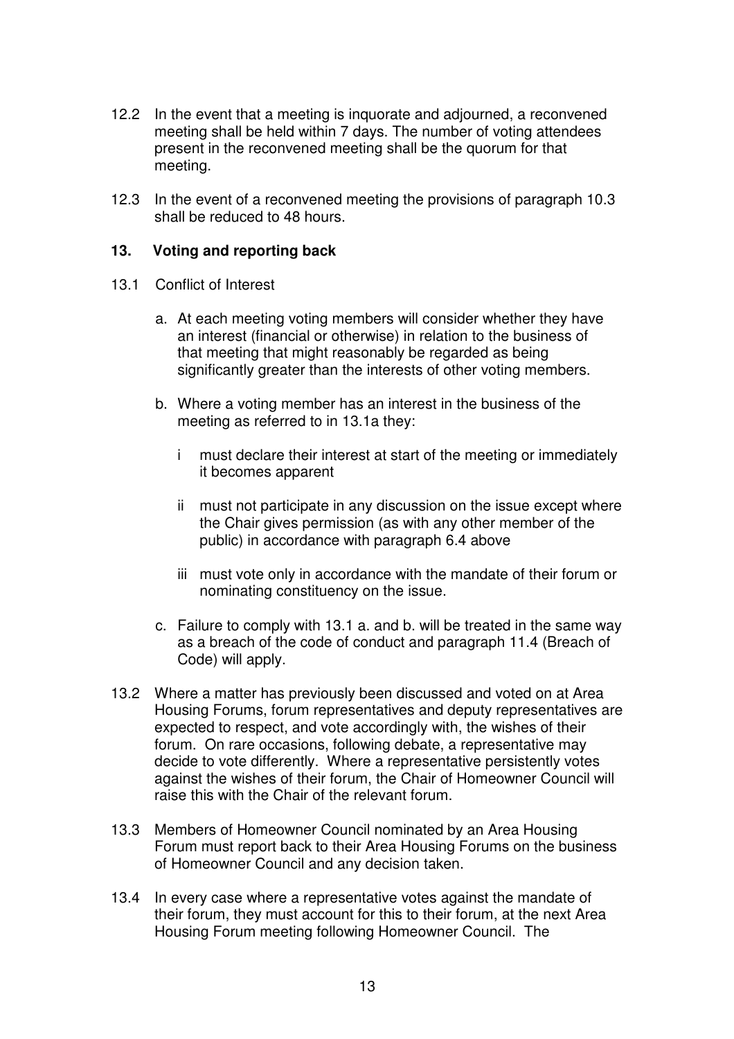12.2 In the event that a meeting is inquorate and adjourned, a reconvened meeting shall be held within 7 days. The number of voting attendees present in the reconvened meeting shall be the quorum for that meeting.

12.3 In the event of a reconvened meeting the provisions of paragraph 10.3 shall be reduced to 48 hours.

## 13. Voting and reporting back

13.1 Conflict of Interest

a. At each meeting voting members will consider whether they have an interest (financial or otherwise) in relation to the business of that meeting that might reasonably be regarded as being significantly greater than the interests of other voting members.

b. Where a voting member has an interest in the business of the meeting as referred to in 13.1a they:

   i must declare their interest at start of the meeting or immediately it becomes apparent

   ii must not participate in any discussion on the issue except where the Chair gives permission (as with any other member of the public) in accordance with paragraph 6.4 above

   iii must vote only in accordance with the mandate of their forum or nominating constituency on the issue.

c. Failure to comply with 13.1 a. and b. will be treated in the same way as a breach of the code of conduct and paragraph 11.4 (Breach of Code) will apply.

13.2 Where a matter has previously been discussed and voted on at Area Housing Forums, forum representatives and deputy representatives are expected to respect, and vote accordingly with, the wishes of their forum. On rare occasions, following debate, a representative may decide to vote differently. Where a representative persistently votes against the wishes of their forum, the Chair of Homeowner Council will raise this with the Chair of the relevant forum.

13.3 Members of Homeowner Council nominated by an Area Housing Forum must report back to their Area Housing Forums on the business of Homeowner Council and any decision taken.

13.4 In every case where a representative votes against the mandate of their forum, they must account for this to their forum, at the next Area Housing Forum meeting following Homeowner Council. The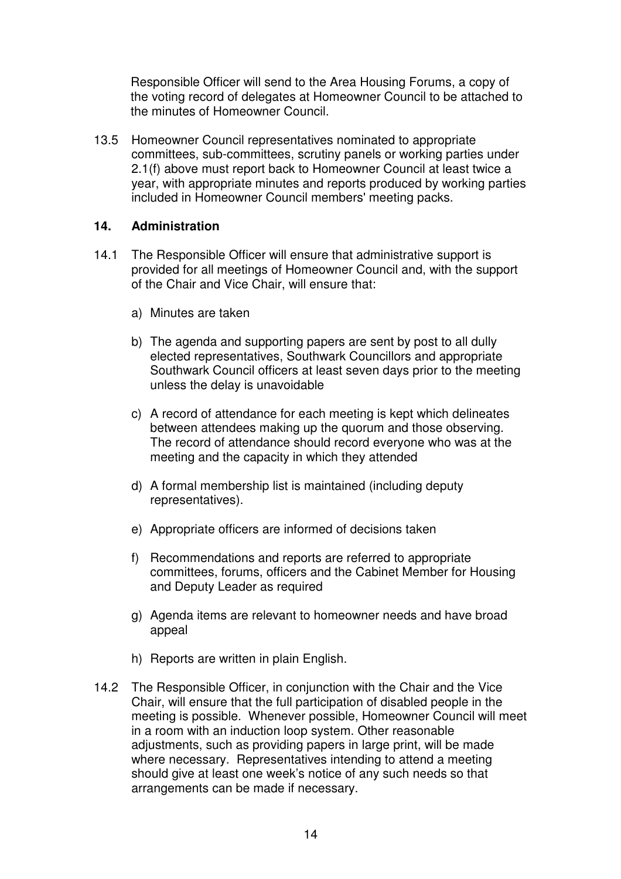Responsible Officer will send to the Area Housing Forums, a copy of the voting record of delegates at Homeowner Council to be attached to the minutes of Homeowner Council.

13.5 Homeowner Council representatives nominated to appropriate committees, sub-committees, scrutiny panels or working parties under 2.1(f) above must report back to Homeowner Council at least twice a year, with appropriate minutes and reports produced by working parties included in Homeowner Council members' meeting packs.

## 14. Administration

14.1 The Responsible Officer will ensure that administrative support is provided for all meetings of Homeowner Council and, with the support of the Chair and Vice Chair, will ensure that:

a) Minutes are taken

b) The agenda and supporting papers are sent by post to all dully elected representatives, Southwark Councillors and appropriate Southwark Council officers at least seven days prior to the meeting unless the delay is unavoidable

c) A record of attendance for each meeting is kept which delineates between attendees making up the quorum and those observing. The record of attendance should record everyone who was at the meeting and the capacity in which they attended

d) A formal membership list is maintained (including deputy representatives).

e) Appropriate officers are informed of decisions taken

f) Recommendations and reports are referred to appropriate committees, forums, officers and the Cabinet Member for Housing and Deputy Leader as required

g) Agenda items are relevant to homeowner needs and have broad appeal

h) Reports are written in plain English.

14.2 The Responsible Officer, in conjunction with the Chair and the Vice Chair, will ensure that the full participation of disabled people in the meeting is possible. Whenever possible, Homeowner Council will meet in a room with an induction loop system. Other reasonable adjustments, such as providing papers in large print, will be made where necessary. Representatives intending to attend a meeting should give at least one week's notice of any such needs so that arrangements can be made if necessary.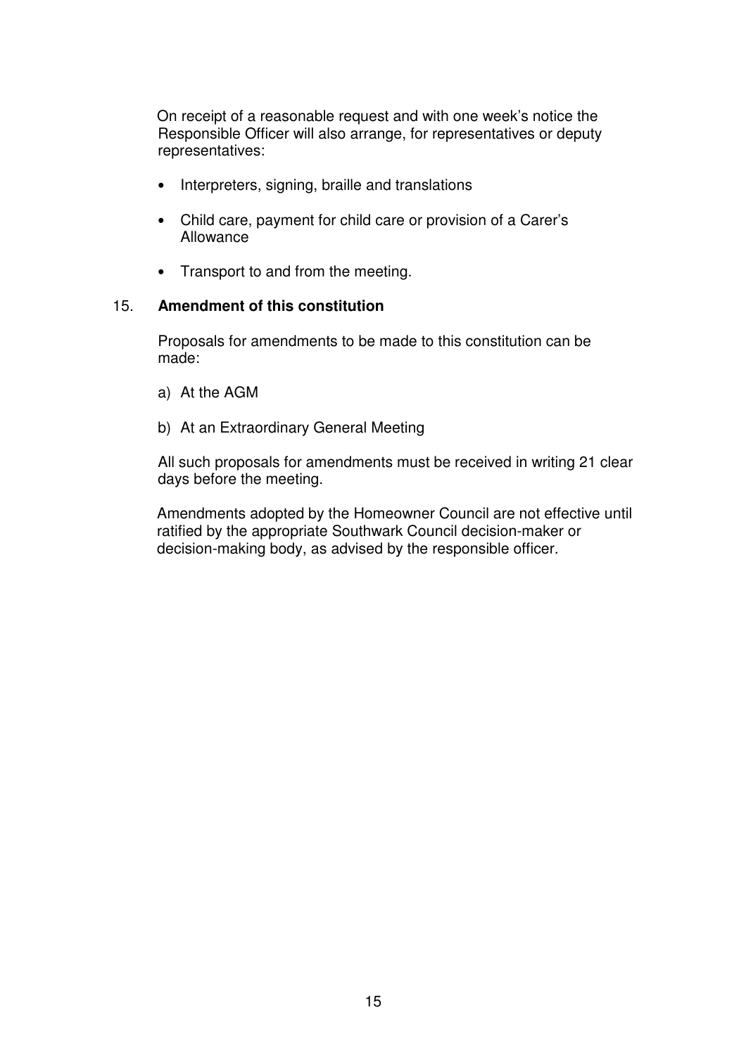On receipt of a reasonable request and with one week's notice the Responsible Officer will also arrange, for representatives or deputy representatives:

- Interpreters, signing, braille and translations
- Child care, payment for child care or provision of a Carer's Allowance
- Transport to and from the meeting.

## 15. **Amendment of this constitution**

Proposals for amendments to be made to this constitution can be made:

a) At the AGM

b) At an Extraordinary General Meeting

All such proposals for amendments must be received in writing 21 clear days before the meeting.

Amendments adopted by the Homeowner Council are not effective until ratified by the appropriate Southwark Council decision-maker or decision-making body, as advised by the responsible officer.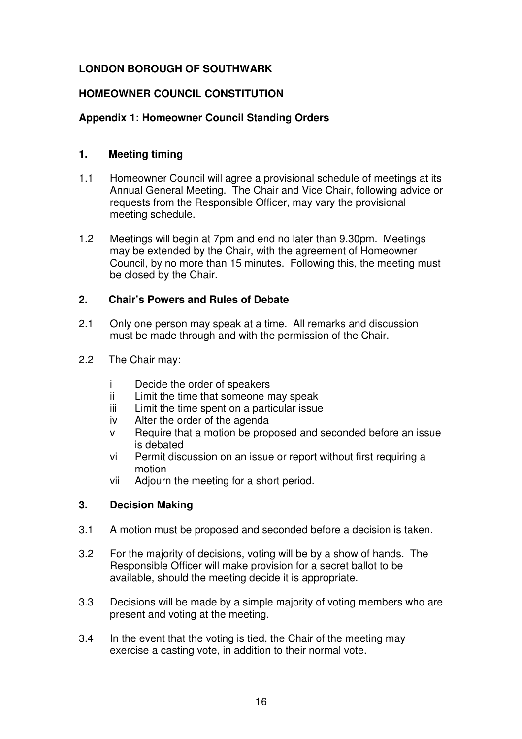**LONDON BOROUGH OF SOUTHWARK**

**HOMEOWNER COUNCIL CONSTITUTION**

**Appendix 1: Homeowner Council Standing Orders**

## 1. Meeting timing

1.1 Homeowner Council will agree a provisional schedule of meetings at its Annual General Meeting. The Chair and Vice Chair, following advice or requests from the Responsible Officer, may vary the provisional meeting schedule.

1.2 Meetings will begin at 7pm and end no later than 9.30pm. Meetings may be extended by the Chair, with the agreement of Homeowner Council, by no more than 15 minutes. Following this, the meeting must be closed by the Chair.

## 2. Chair's Powers and Rules of Debate

2.1 Only one person may speak at a time. All remarks and discussion must be made through and with the permission of the Chair.

2.2 The Chair may:

- i Decide the order of speakers
- ii Limit the time that someone may speak
- iii Limit the time spent on a particular issue
- iv Alter the order of the agenda
- v Require that a motion be proposed and seconded before an issue is debated
- vi Permit discussion on an issue or report without first requiring a motion
- vii Adjourn the meeting for a short period.

## 3. Decision Making

3.1 A motion must be proposed and seconded before a decision is taken.

3.2 For the majority of decisions, voting will be by a show of hands. The Responsible Officer will make provision for a secret ballot to be available, should the meeting decide it is appropriate.

3.3 Decisions will be made by a simple majority of voting members who are present and voting at the meeting.

3.4 In the event that the voting is tied, the Chair of the meeting may exercise a casting vote, in addition to their normal vote.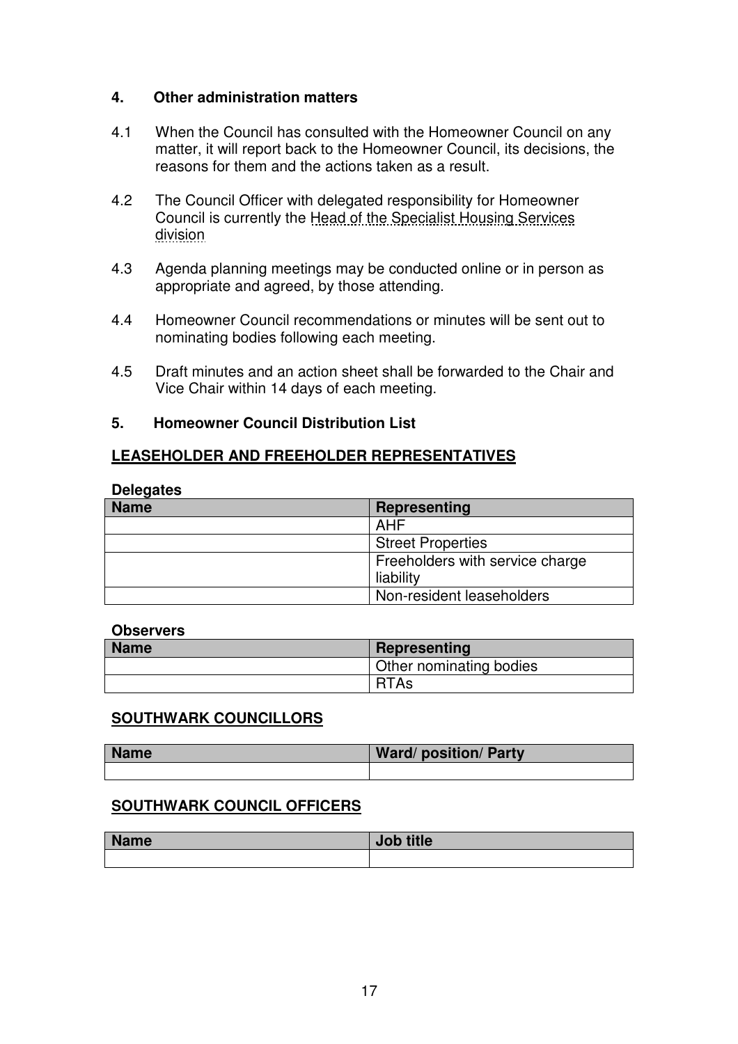## 4. Other administration matters

4.1 When the Council has consulted with the Homeowner Council on any matter, it will report back to the Homeowner Council, its decisions, the reasons for them and the actions taken as a result.

4.2 The Council Officer with delegated responsibility for Homeowner Council is currently the Head of the Specialist Housing Services division

4.3 Agenda planning meetings may be conducted online or in person as appropriate and agreed, by those attending.

4.4 Homeowner Council recommendations or minutes will be sent out to nominating bodies following each meeting.

4.5 Draft minutes and an action sheet shall be forwarded to the Chair and Vice Chair within 14 days of each meeting.

## 5. Homeowner Council Distribution List

**LEASEHOLDER AND FREEHOLDER REPRESENTATIVES**

**Delegates**

| Name | Representing |
|---|---|
| | AHF |
| | Street Properties |
| | Freeholders with service charge liability |
| | Non-resident leaseholders |

**Observers**

| Name | Representing |
|---|---|
| | Other nominating bodies |
| | RTAs |

**SOUTHWARK COUNCILLORS**

| Name | Ward/ position/ Party |
|---|---|
| | |

**SOUTHWARK COUNCIL OFFICERS**

| Name | Job title |
|---|---|
| | |